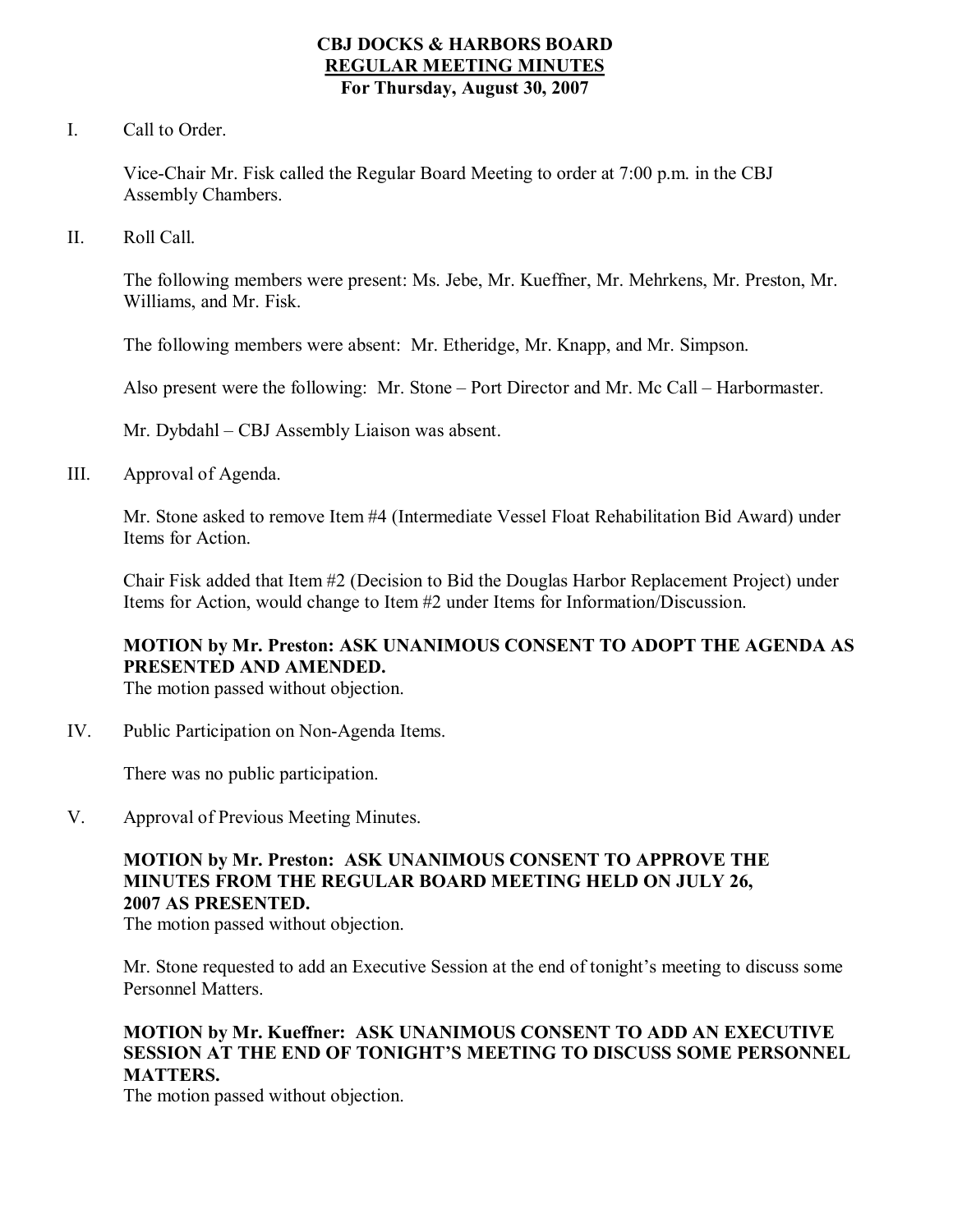# CBJ DOCKS & HARBORS BOARD
## REGULAR MEETING MINUTES
### For Thursday, August 30, 2007

I. Call to Order.

Vice-Chair Mr. Fisk called the Regular Board Meeting to order at 7:00 p.m. in the CBJ Assembly Chambers.

II. Roll Call.

The following members were present: Ms. Jebe, Mr. Kueffner, Mr. Mehrkens, Mr. Preston, Mr. Williams, and Mr. Fisk.

The following members were absent: Mr. Etheridge, Mr. Knapp, and Mr. Simpson.

Also present were the following: Mr. Stone – Port Director and Mr. Mc Call – Harbormaster.

Mr. Dybdahl – CBJ Assembly Liaison was absent.

III. Approval of Agenda.

Mr. Stone asked to remove Item #4 (Intermediate Vessel Float Rehabilitation Bid Award) under Items for Action.

Chair Fisk added that Item #2 (Decision to Bid the Douglas Harbor Replacement Project) under Items for Action, would change to Item #2 under Items for Information/Discussion.

**MOTION by Mr. Preston: ASK UNANIMOUS CONSENT TO ADOPT THE AGENDA AS PRESENTED AND AMENDED.**
The motion passed without objection.

IV. Public Participation on Non-Agenda Items.

There was no public participation.

V. Approval of Previous Meeting Minutes.

**MOTION by Mr. Preston: ASK UNANIMOUS CONSENT TO APPROVE THE MINUTES FROM THE REGULAR BOARD MEETING HELD ON JULY 26, 2007 AS PRESENTED.**
The motion passed without objection.

Mr. Stone requested to add an Executive Session at the end of tonight's meeting to discuss some Personnel Matters.

**MOTION by Mr. Kueffner: ASK UNANIMOUS CONSENT TO ADD AN EXECUTIVE SESSION AT THE END OF TONIGHT'S MEETING TO DISCUSS SOME PERSONNEL MATTERS.**
The motion passed without objection.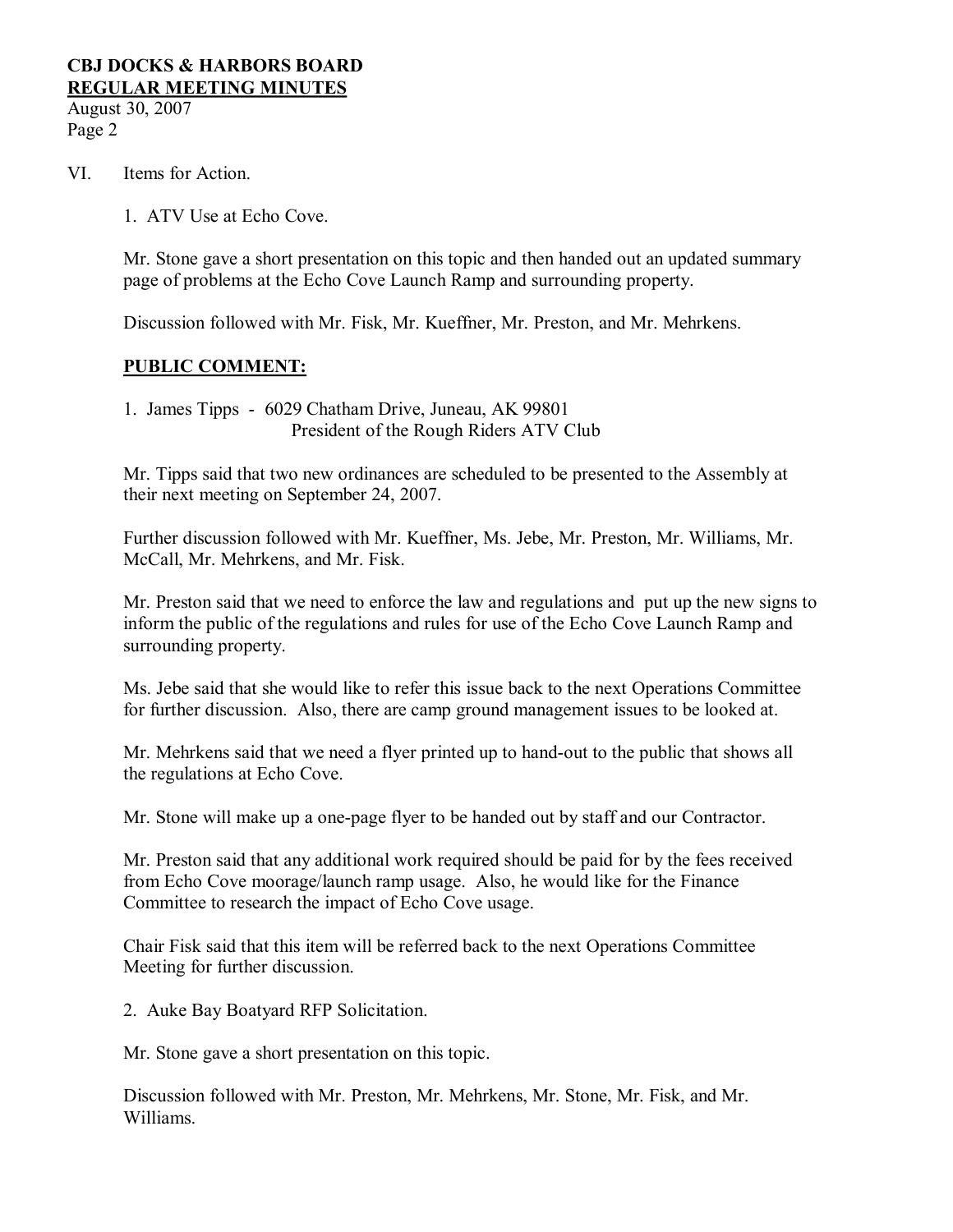VI. Items for Action.

1. ATV Use at Echo Cove.

Mr. Stone gave a short presentation on this topic and then handed out an updated summary page of problems at the Echo Cove Launch Ramp and surrounding property.

Discussion followed with Mr. Fisk, Mr. Kueffner, Mr. Preston, and Mr. Mehrkens.

**PUBLIC COMMENT:**

1. James Tipps - 6029 Chatham Drive, Juneau, AK 99801
   President of the Rough Riders ATV Club

Mr. Tipps said that two new ordinances are scheduled to be presented to the Assembly at their next meeting on September 24, 2007.

Further discussion followed with Mr. Kueffner, Ms. Jebe, Mr. Preston, Mr. Williams, Mr. McCall, Mr. Mehrkens, and Mr. Fisk.

Mr. Preston said that we need to enforce the law and regulations and put up the new signs to inform the public of the regulations and rules for use of the Echo Cove Launch Ramp and surrounding property.

Ms. Jebe said that she would like to refer this issue back to the next Operations Committee for further discussion. Also, there are camp ground management issues to be looked at.

Mr. Mehrkens said that we need a flyer printed up to hand-out to the public that shows all the regulations at Echo Cove.

Mr. Stone will make up a one-page flyer to be handed out by staff and our Contractor.

Mr. Preston said that any additional work required should be paid for by the fees received from Echo Cove moorage/launch ramp usage. Also, he would like for the Finance Committee to research the impact of Echo Cove usage.

Chair Fisk said that this item will be referred back to the next Operations Committee Meeting for further discussion.

2. Auke Bay Boatyard RFP Solicitation.

Mr. Stone gave a short presentation on this topic.

Discussion followed with Mr. Preston, Mr. Mehrkens, Mr. Stone, Mr. Fisk, and Mr. Williams.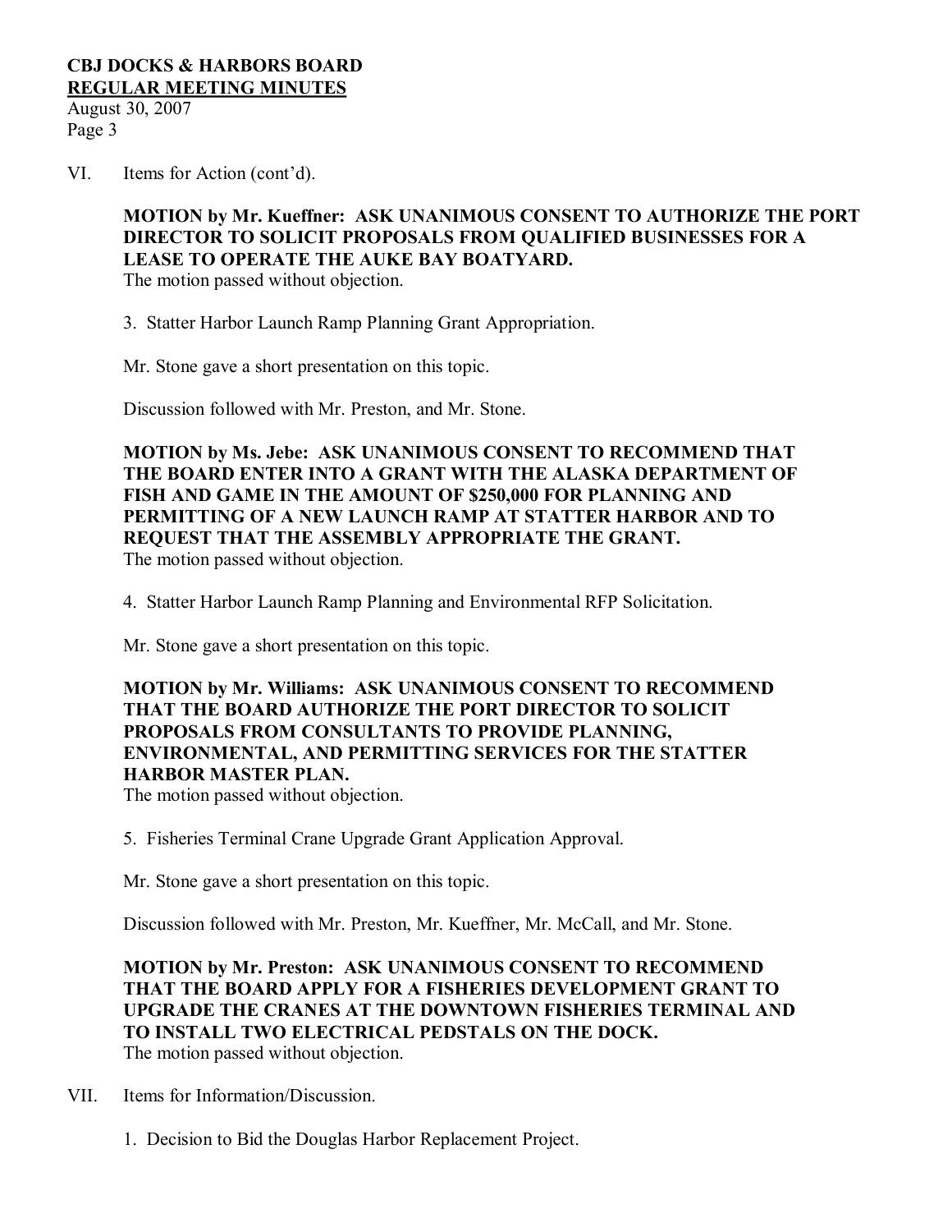VI. Items for Action (cont'd).

**MOTION by Mr. Kueffner: ASK UNANIMOUS CONSENT TO AUTHORIZE THE PORT DIRECTOR TO SOLICIT PROPOSALS FROM QUALIFIED BUSINESSES FOR A LEASE TO OPERATE THE AUKE BAY BOATYARD.**
The motion passed without objection.

3. Statter Harbor Launch Ramp Planning Grant Appropriation.

Mr. Stone gave a short presentation on this topic.

Discussion followed with Mr. Preston, and Mr. Stone.

**MOTION by Ms. Jebe: ASK UNANIMOUS CONSENT TO RECOMMEND THAT THE BOARD ENTER INTO A GRANT WITH THE ALASKA DEPARTMENT OF FISH AND GAME IN THE AMOUNT OF $250,000 FOR PLANNING AND PERMITTING OF A NEW LAUNCH RAMP AT STATTER HARBOR AND TO REQUEST THAT THE ASSEMBLY APPROPRIATE THE GRANT.**
The motion passed without objection.

4. Statter Harbor Launch Ramp Planning and Environmental RFP Solicitation.

Mr. Stone gave a short presentation on this topic.

**MOTION by Mr. Williams: ASK UNANIMOUS CONSENT TO RECOMMEND THAT THE BOARD AUTHORIZE THE PORT DIRECTOR TO SOLICIT PROPOSALS FROM CONSULTANTS TO PROVIDE PLANNING, ENVIRONMENTAL, AND PERMITTING SERVICES FOR THE STATTER HARBOR MASTER PLAN.**
The motion passed without objection.

5. Fisheries Terminal Crane Upgrade Grant Application Approval.

Mr. Stone gave a short presentation on this topic.

Discussion followed with Mr. Preston, Mr. Kueffner, Mr. McCall, and Mr. Stone.

**MOTION by Mr. Preston: ASK UNANIMOUS CONSENT TO RECOMMEND THAT THE BOARD APPLY FOR A FISHERIES DEVELOPMENT GRANT TO UPGRADE THE CRANES AT THE DOWNTOWN FISHERIES TERMINAL AND TO INSTALL TWO ELECTRICAL PEDSTALS ON THE DOCK.**
The motion passed without objection.

VII. Items for Information/Discussion.

1. Decision to Bid the Douglas Harbor Replacement Project.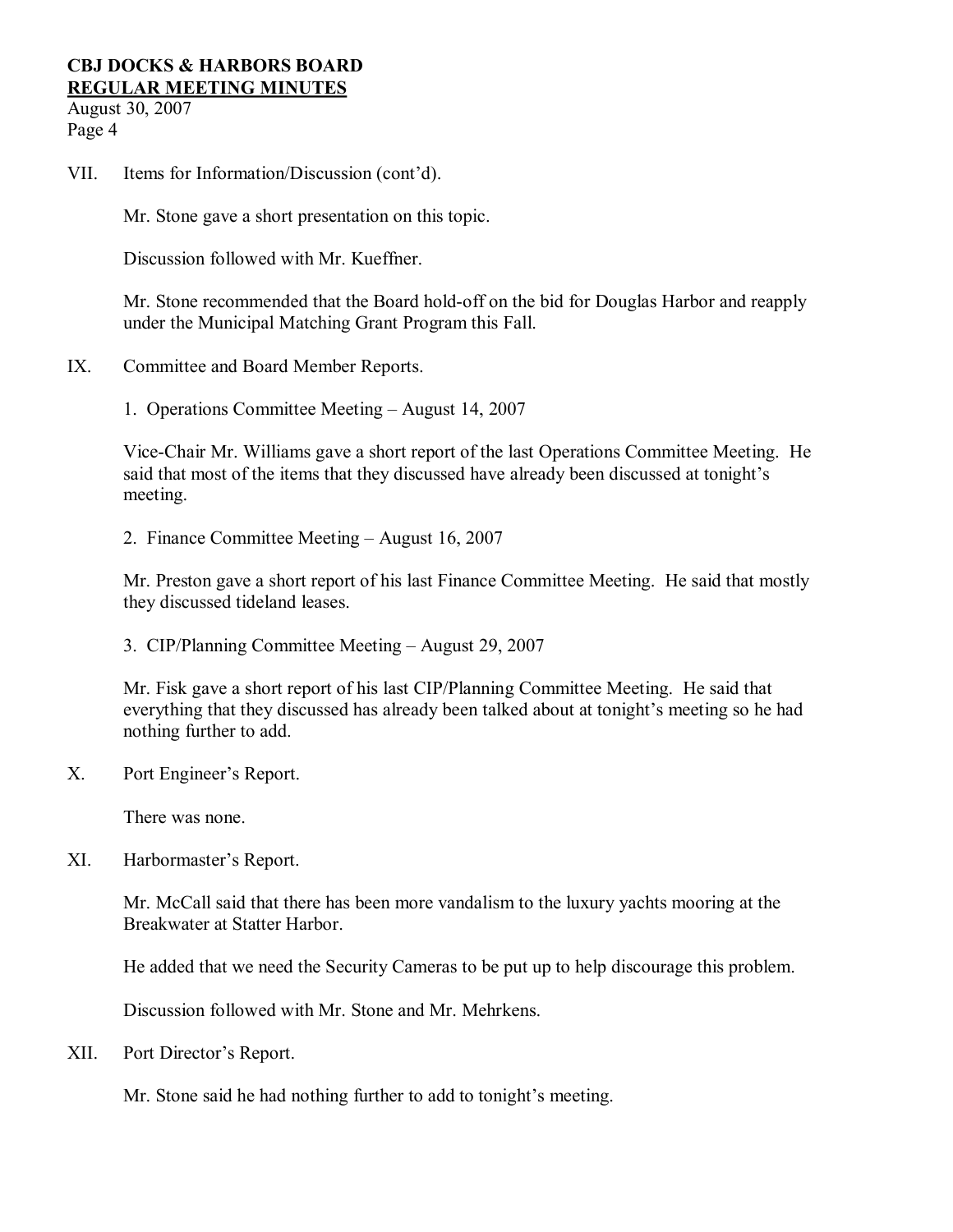VII. Items for Information/Discussion (cont'd).

Mr. Stone gave a short presentation on this topic.

Discussion followed with Mr. Kueffner.

Mr. Stone recommended that the Board hold-off on the bid for Douglas Harbor and reapply under the Municipal Matching Grant Program this Fall.

IX. Committee and Board Member Reports.

1. Operations Committee Meeting – August 14, 2007

Vice-Chair Mr. Williams gave a short report of the last Operations Committee Meeting. He said that most of the items that they discussed have already been discussed at tonight's meeting.

2. Finance Committee Meeting – August 16, 2007

Mr. Preston gave a short report of his last Finance Committee Meeting. He said that mostly they discussed tideland leases.

3. CIP/Planning Committee Meeting – August 29, 2007

Mr. Fisk gave a short report of his last CIP/Planning Committee Meeting. He said that everything that they discussed has already been talked about at tonight's meeting so he had nothing further to add.

X. Port Engineer's Report.

There was none.

XI. Harbormaster's Report.

Mr. McCall said that there has been more vandalism to the luxury yachts mooring at the Breakwater at Statter Harbor.

He added that we need the Security Cameras to be put up to help discourage this problem.

Discussion followed with Mr. Stone and Mr. Mehrkens.

XII. Port Director's Report.

Mr. Stone said he had nothing further to add to tonight's meeting.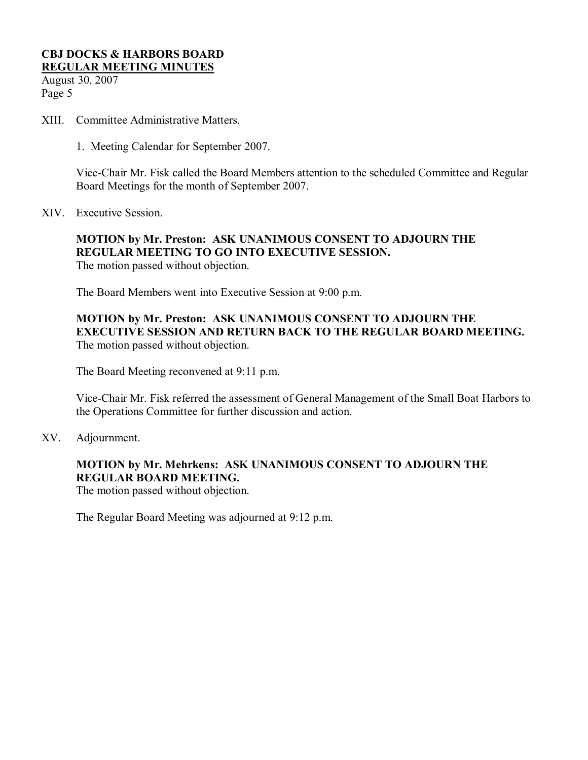XIII. Committee Administrative Matters.

1. Meeting Calendar for September 2007.

Vice-Chair Mr. Fisk called the Board Members attention to the scheduled Committee and Regular Board Meetings for the month of September 2007.

XIV. Executive Session.

**MOTION by Mr. Preston: ASK UNANIMOUS CONSENT TO ADJOURN THE REGULAR MEETING TO GO INTO EXECUTIVE SESSION.**
The motion passed without objection.

The Board Members went into Executive Session at 9:00 p.m.

**MOTION by Mr. Preston: ASK UNANIMOUS CONSENT TO ADJOURN THE EXECUTIVE SESSION AND RETURN BACK TO THE REGULAR BOARD MEETING.**
The motion passed without objection.

The Board Meeting reconvened at 9:11 p.m.

Vice-Chair Mr. Fisk referred the assessment of General Management of the Small Boat Harbors to the Operations Committee for further discussion and action.

XV. Adjournment.

**MOTION by Mr. Mehrkens: ASK UNANIMOUS CONSENT TO ADJOURN THE REGULAR BOARD MEETING.**
The motion passed without objection.

The Regular Board Meeting was adjourned at 9:12 p.m.